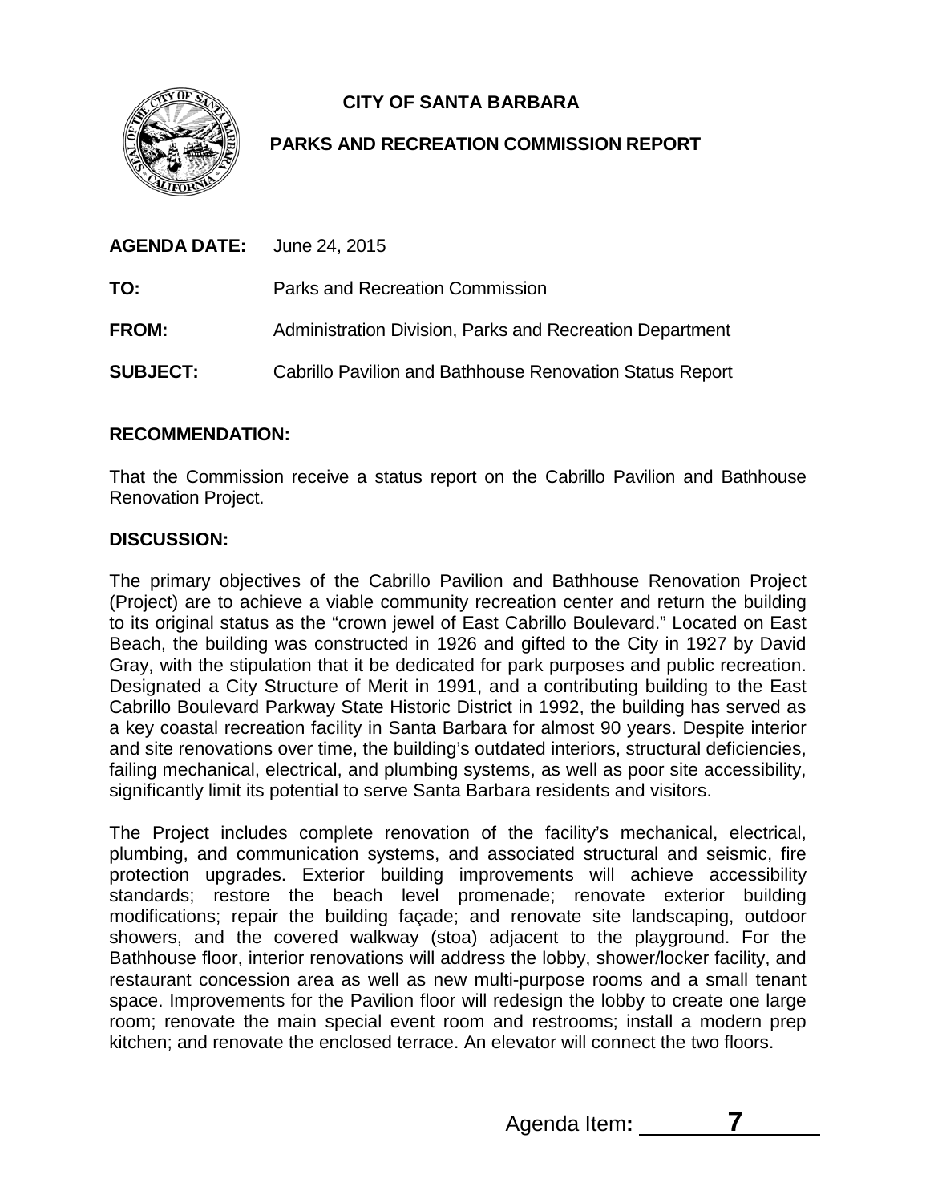# CITY OF SANTA BARBARA

## PARKS AND RECREATION COMMISSION REPORT

**AGENDA DATE:** June 24, 2015

**TO:** Parks and Recreation Commission

**FROM:** Administration Division, Parks and Recreation Department

**SUBJECT:** Cabrillo Pavilion and Bathhouse Renovation Status Report

### RECOMMENDATION:

That the Commission receive a status report on the Cabrillo Pavilion and Bathhouse Renovation Project.

### DISCUSSION:

The primary objectives of the Cabrillo Pavilion and Bathhouse Renovation Project (Project) are to achieve a viable community recreation center and return the building to its original status as the "crown jewel of East Cabrillo Boulevard." Located on East Beach, the building was constructed in 1926 and gifted to the City in 1927 by David Gray, with the stipulation that it be dedicated for park purposes and public recreation. Designated a City Structure of Merit in 1991, and a contributing building to the East Cabrillo Boulevard Parkway State Historic District in 1992, the building has served as a key coastal recreation facility in Santa Barbara for almost 90 years. Despite interior and site renovations over time, the building's outdated interiors, structural deficiencies, failing mechanical, electrical, and plumbing systems, as well as poor site accessibility, significantly limit its potential to serve Santa Barbara residents and visitors.

The Project includes complete renovation of the facility's mechanical, electrical, plumbing, and communication systems, and associated structural and seismic, fire protection upgrades. Exterior building improvements will achieve accessibility standards; restore the beach level promenade; renovate exterior building modifications; repair the building façade; and renovate site landscaping, outdoor showers, and the covered walkway (stoa) adjacent to the playground. For the Bathhouse floor, interior renovations will address the lobby, shower/locker facility, and restaurant concession area as well as new multi-purpose rooms and a small tenant space. Improvements for the Pavilion floor will redesign the lobby to create one large room; renovate the main special event room and restrooms; install a modern prep kitchen; and renovate the enclosed terrace. An elevator will connect the two floors.

Agenda Item: **7**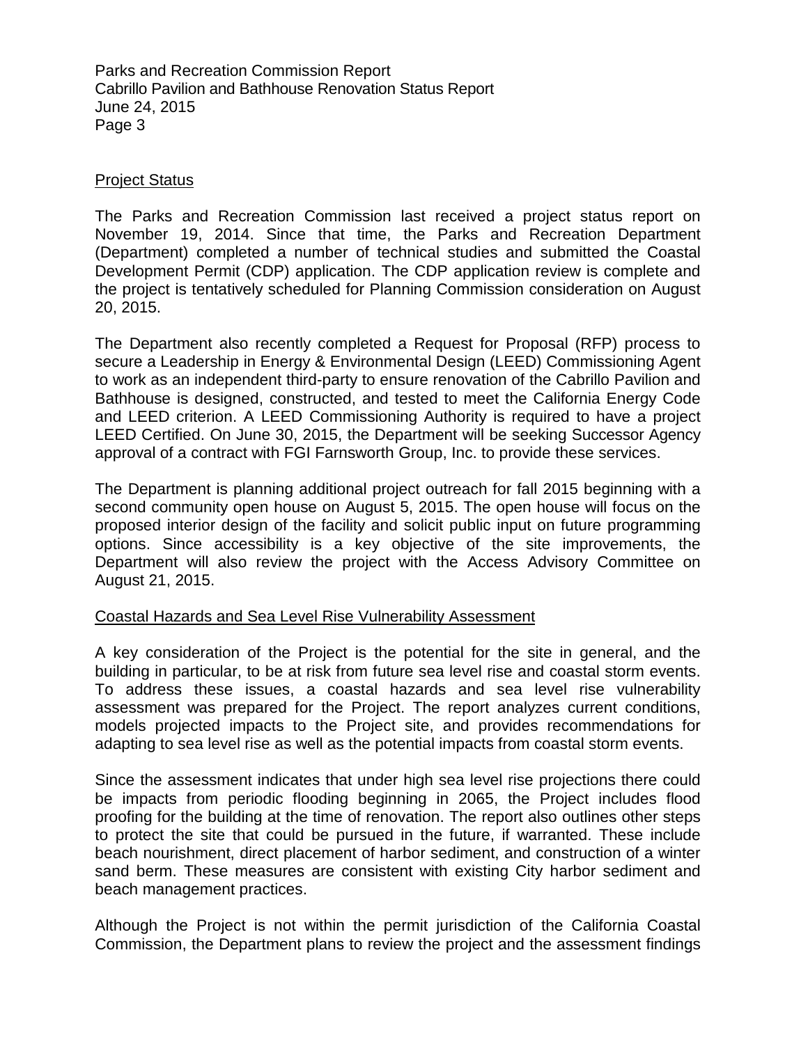## Project Status

The Parks and Recreation Commission last received a project status report on November 19, 2014. Since that time, the Parks and Recreation Department (Department) completed a number of technical studies and submitted the Coastal Development Permit (CDP) application. The CDP application review is complete and the project is tentatively scheduled for Planning Commission consideration on August 20, 2015.

The Department also recently completed a Request for Proposal (RFP) process to secure a Leadership in Energy & Environmental Design (LEED) Commissioning Agent to work as an independent third-party to ensure renovation of the Cabrillo Pavilion and Bathhouse is designed, constructed, and tested to meet the California Energy Code and LEED criterion. A LEED Commissioning Authority is required to have a project LEED Certified. On June 30, 2015, the Department will be seeking Successor Agency approval of a contract with FGI Farnsworth Group, Inc. to provide these services.

The Department is planning additional project outreach for fall 2015 beginning with a second community open house on August 5, 2015. The open house will focus on the proposed interior design of the facility and solicit public input on future programming options. Since accessibility is a key objective of the site improvements, the Department will also review the project with the Access Advisory Committee on August 21, 2015.

## Coastal Hazards and Sea Level Rise Vulnerability Assessment

A key consideration of the Project is the potential for the site in general, and the building in particular, to be at risk from future sea level rise and coastal storm events. To address these issues, a coastal hazards and sea level rise vulnerability assessment was prepared for the Project. The report analyzes current conditions, models projected impacts to the Project site, and provides recommendations for adapting to sea level rise as well as the potential impacts from coastal storm events.

Since the assessment indicates that under high sea level rise projections there could be impacts from periodic flooding beginning in 2065, the Project includes flood proofing for the building at the time of renovation. The report also outlines other steps to protect the site that could be pursued in the future, if warranted. These include beach nourishment, direct placement of harbor sediment, and construction of a winter sand berm. These measures are consistent with existing City harbor sediment and beach management practices.

Although the Project is not within the permit jurisdiction of the California Coastal Commission, the Department plans to review the project and the assessment findings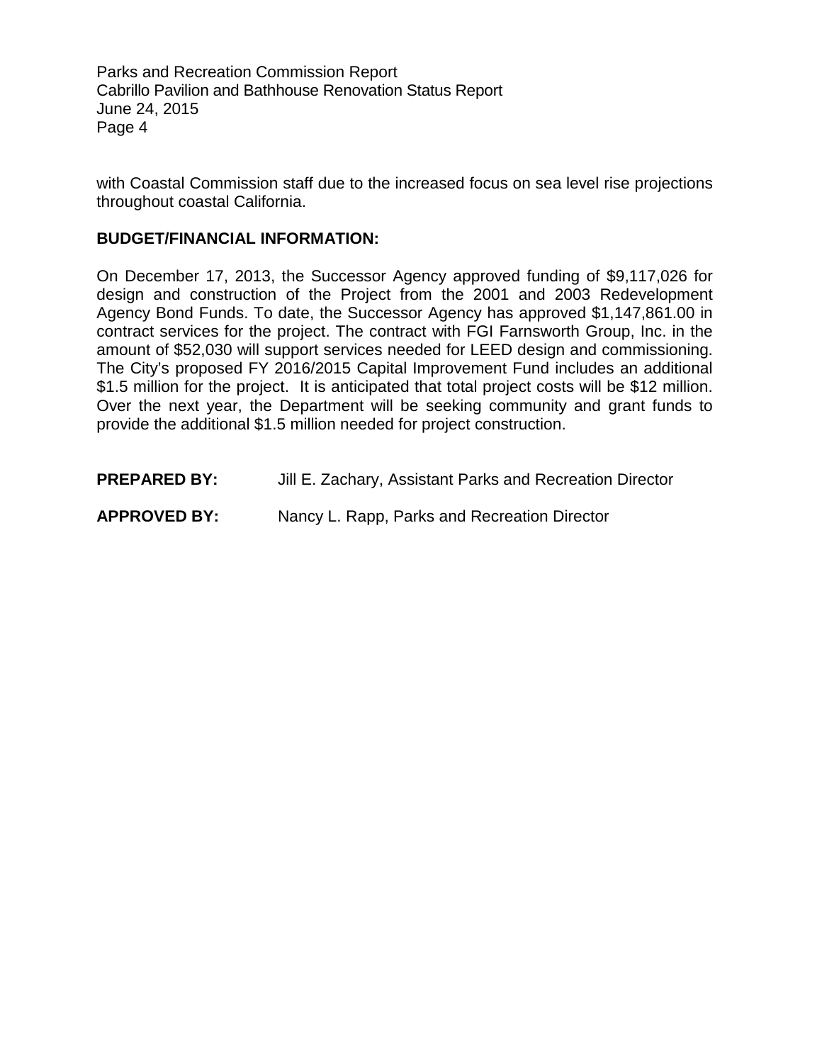with Coastal Commission staff due to the increased focus on sea level rise projections throughout coastal California.

**BUDGET/FINANCIAL INFORMATION:**

On December 17, 2013, the Successor Agency approved funding of $9,117,026 for design and construction of the Project from the 2001 and 2003 Redevelopment Agency Bond Funds. To date, the Successor Agency has approved $1,147,861.00 in contract services for the project. The contract with FGI Farnsworth Group, Inc. in the amount of $52,030 will support services needed for LEED design and commissioning. The City's proposed FY 2016/2015 Capital Improvement Fund includes an additional $1.5 million for the project. It is anticipated that total project costs will be $12 million. Over the next year, the Department will be seeking community and grant funds to provide the additional $1.5 million needed for project construction.

**PREPARED BY:** Jill E. Zachary, Assistant Parks and Recreation Director

**APPROVED BY:** Nancy L. Rapp, Parks and Recreation Director